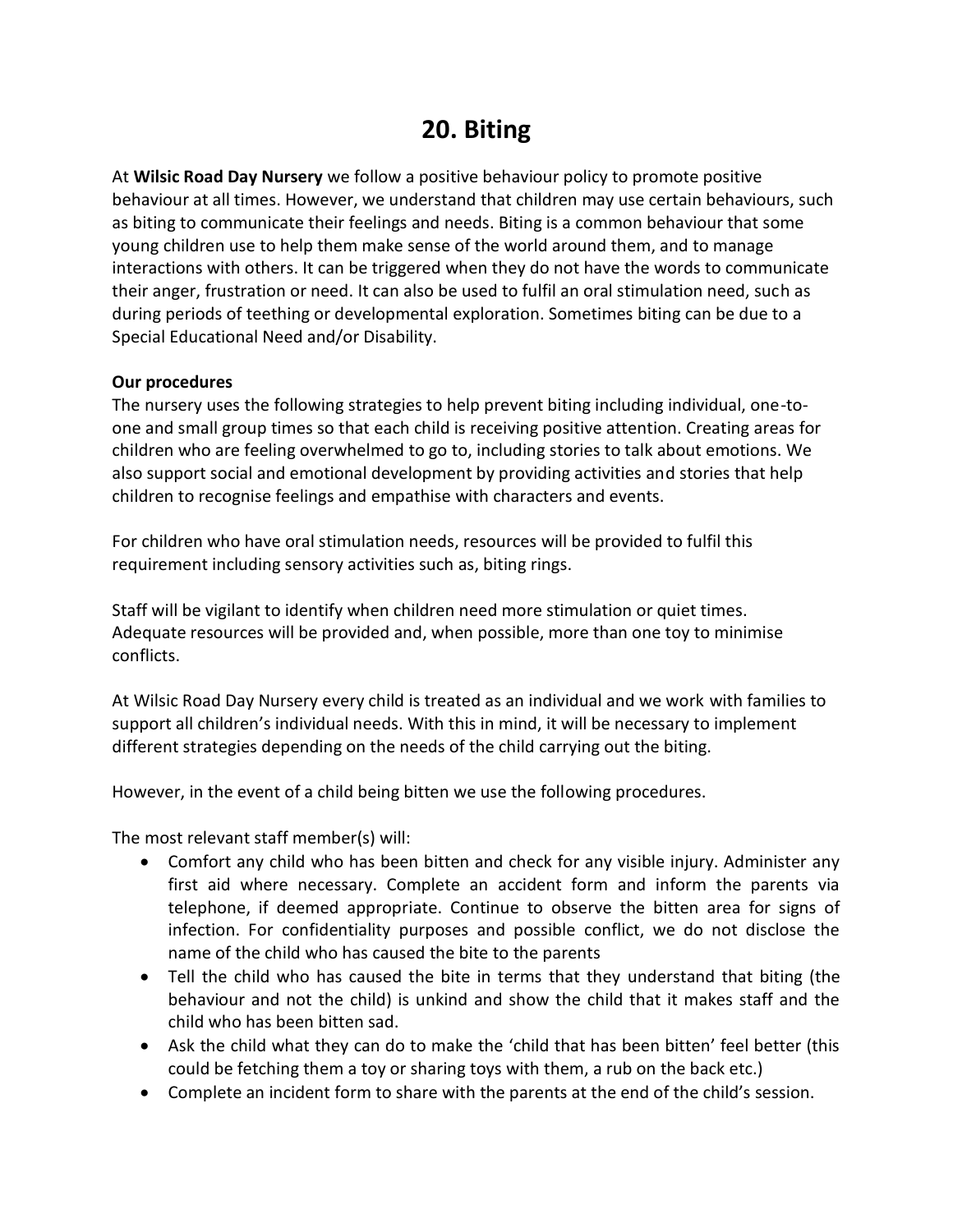# 20. Biting

At **Wilsic Road Day Nursery** we follow a positive behaviour policy to promote positive behaviour at all times. However, we understand that children may use certain behaviours, such as biting to communicate their feelings and needs. Biting is a common behaviour that some young children use to help them make sense of the world around them, and to manage interactions with others. It can be triggered when they do not have the words to communicate their anger, frustration or need. It can also be used to fulfil an oral stimulation need, such as during periods of teething or developmental exploration. Sometimes biting can be due to a Special Educational Need and/or Disability.

**Our procedures**

The nursery uses the following strategies to help prevent biting including individual, one-to-one and small group times so that each child is receiving positive attention. Creating areas for children who are feeling overwhelmed to go to, including stories to talk about emotions. We also support social and emotional development by providing activities and stories that help children to recognise feelings and empathise with characters and events.

For children who have oral stimulation needs, resources will be provided to fulfil this requirement including sensory activities such as, biting rings.

Staff will be vigilant to identify when children need more stimulation or quiet times. Adequate resources will be provided and, when possible, more than one toy to minimise conflicts.

At Wilsic Road Day Nursery every child is treated as an individual and we work with families to support all children's individual needs. With this in mind, it will be necessary to implement different strategies depending on the needs of the child carrying out the biting.

However, in the event of a child being bitten we use the following procedures.

The most relevant staff member(s) will:

- Comfort any child who has been bitten and check for any visible injury. Administer any first aid where necessary. Complete an accident form and inform the parents via telephone, if deemed appropriate. Continue to observe the bitten area for signs of infection. For confidentiality purposes and possible conflict, we do not disclose the name of the child who has caused the bite to the parents
- Tell the child who has caused the bite in terms that they understand that biting (the behaviour and not the child) is unkind and show the child that it makes staff and the child who has been bitten sad.
- Ask the child what they can do to make the 'child that has been bitten' feel better (this could be fetching them a toy or sharing toys with them, a rub on the back etc.)
- Complete an incident form to share with the parents at the end of the child's session.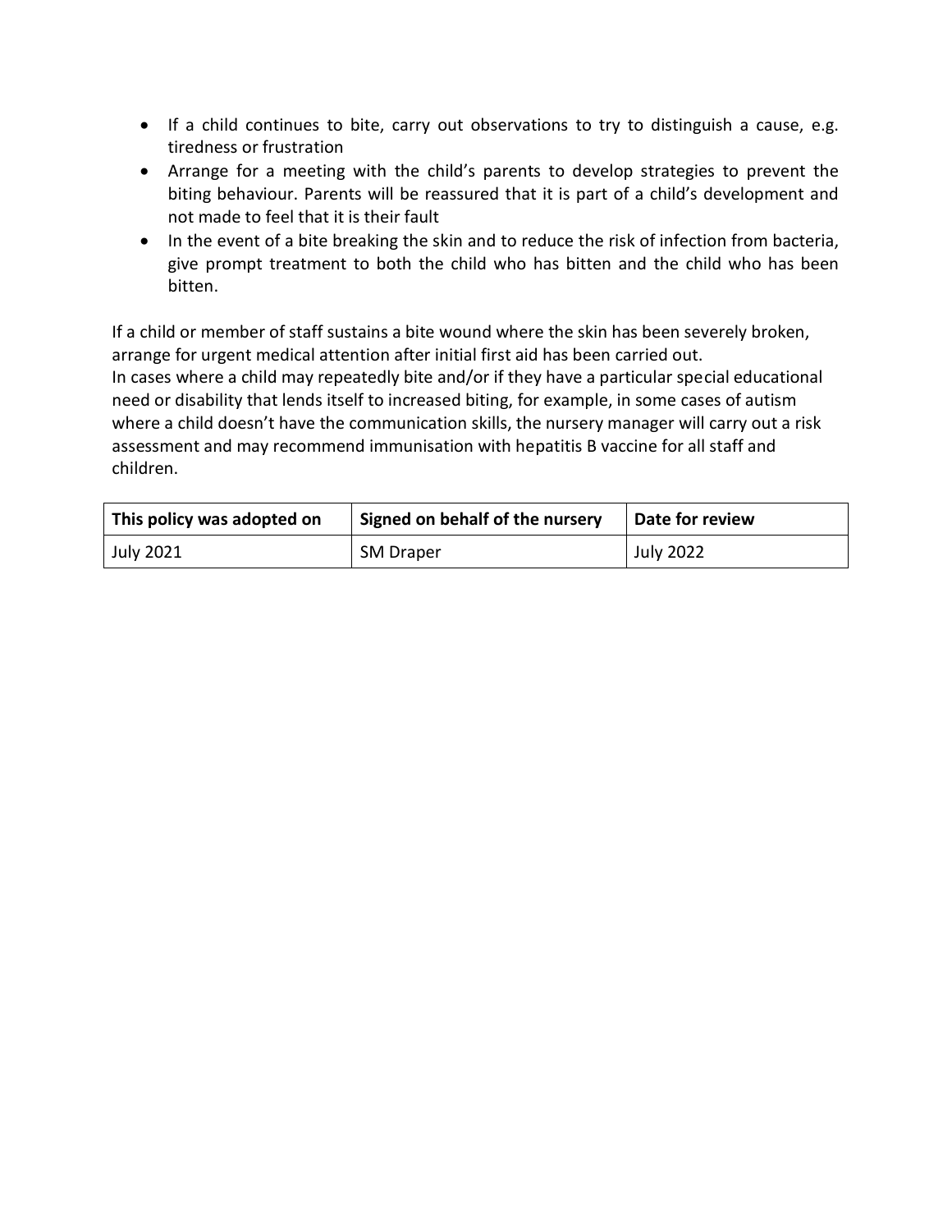- If a child continues to bite, carry out observations to try to distinguish a cause, e.g. tiredness or frustration
- Arrange for a meeting with the child's parents to develop strategies to prevent the biting behaviour. Parents will be reassured that it is part of a child's development and not made to feel that it is their fault
- In the event of a bite breaking the skin and to reduce the risk of infection from bacteria, give prompt treatment to both the child who has bitten and the child who has been bitten.

If a child or member of staff sustains a bite wound where the skin has been severely broken, arrange for urgent medical attention after initial first aid has been carried out.
In cases where a child may repeatedly bite and/or if they have a particular special educational need or disability that lends itself to increased biting, for example, in some cases of autism where a child doesn't have the communication skills, the nursery manager will carry out a risk assessment and may recommend immunisation with hepatitis B vaccine for all staff and children.

| **This policy was adopted on** | **Signed on behalf of the nursery** | **Date for review** |
|---|---|---|
| July 2021 | SM Draper | July 2022 |